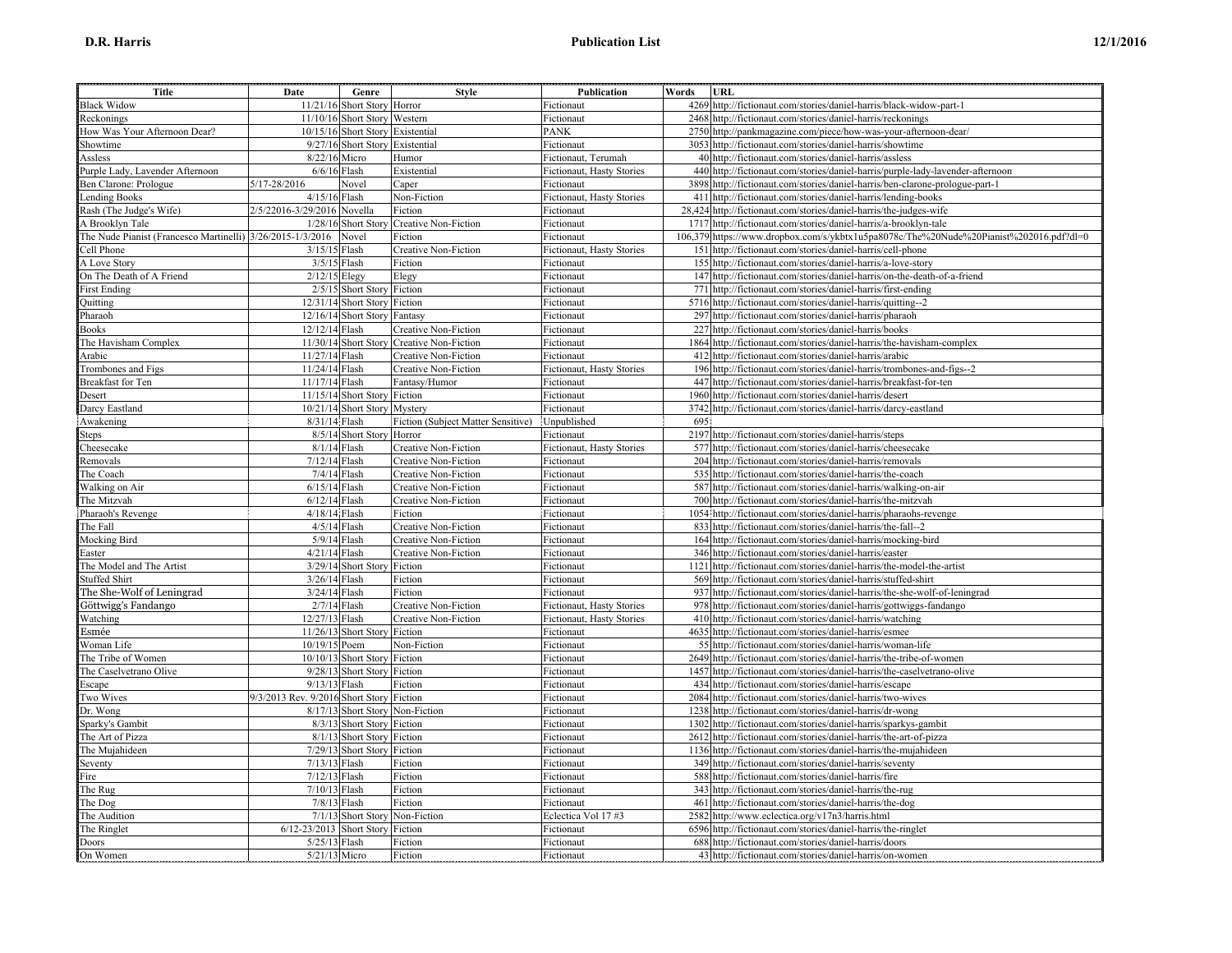| Title | Date | Genre | Style | Publication | Words | URL |
|---|---|---|---|---|---|---|
| Black Widow | 11/21/16 | Short Story | Horror | Fictionaut | 4269 | http://fictionaut.com/stories/daniel-harris/black-widow-part-1 |
| Reckonings | 11/10/16 | Short Story | Western | Fictionaut | 2468 | http://fictionaut.com/stories/daniel-harris/reckonings |
| How Was Your Afternoon Dear? | 10/15/16 | Short Story | Existential | PANK | 2750 | http://pankmagazine.com/piece/how-was-your-afternoon-dear/ |
| Showtime | 9/27/16 | Short Story | Existential | Fictionaut | 3053 | http://fictionaut.com/stories/daniel-harris/showtime |
| Assless | 8/22/16 | Micro | Humor | Fictionaut, Terumah | 40 | http://fictionaut.com/stories/daniel-harris/assless |
| Purple Lady, Lavender Afternoon | 6/6/16 | Flash | Existential | Fictionaut, Hasty Stories | 440 | http://fictionaut.com/stories/daniel-harris/purple-lady-lavender-afternoon |
| Ben Clarone: Prologue | 5/17-28/2016 | Novel | Caper | Fictionaut | 3898 | http://fictionaut.com/stories/daniel-harris/ben-clarone-prologue-part-1 |
| Lending Books | 4/15/16 | Flash | Non-Fiction | Fictionaut, Hasty Stories | 411 | http://fictionaut.com/stories/daniel-harris/lending-books |
| Rash (The Judge's Wife) | 2/5/22016-3/29/2016 | Novella | Fiction | Fictionaut | 28,424 | http://fictionaut.com/stories/daniel-harris/the-judges-wife |
| A Brooklyn Tale | 1/28/16 | Short Story | Creative Non-Fiction | Fictionaut | 1717 | http://fictionaut.com/stories/daniel-harris/a-brooklyn-tale |
| The Nude Pianist (Francesco Martinelli) | 3/26/2015-1/3/2016 | Novel | Fiction | Fictionaut | 106,379 | https://www.dropbox.com/s/ykbtx1u5pa8078c/The%20Nude%20Pianist%202016.pdf?dl=0 |
| Cell Phone | 3/15/15 | Flash | Creative Non-Fiction | Fictionaut, Hasty Stories | 151 | http://fictionaut.com/stories/daniel-harris/cell-phone |
| A Love Story | 3/5/15 | Flash | Fiction | Fictionaut | 155 | http://fictionaut.com/stories/daniel-harris/a-love-story |
| On The Death of A Friend | 2/12/15 | Elegy | Elegy | Fictionaut | 147 | http://fictionaut.com/stories/daniel-harris/on-the-death-of-a-friend |
| First Ending | 2/5/15 | Short Story | Fiction | Fictionaut | 771 | http://fictionaut.com/stories/daniel-harris/first-ending |
| Quitting | 12/31/14 | Short Story | Fiction | Fictionaut | 5716 | http://fictionaut.com/stories/daniel-harris/quitting--2 |
| Pharaoh | 12/16/14 | Short Story | Fantasy | Fictionaut | 297 | http://fictionaut.com/stories/daniel-harris/pharaoh |
| Books | 12/12/14 | Flash | Creative Non-Fiction | Fictionaut | 227 | http://fictionaut.com/stories/daniel-harris/books |
| The Havisham Complex | 11/30/14 | Short Story | Creative Non-Fiction | Fictionaut | 1864 | http://fictionaut.com/stories/daniel-harris/the-havisham-complex |
| Arabic | 11/27/14 | Flash | Creative Non-Fiction | Fictionaut | 412 | http://fictionaut.com/stories/daniel-harris/arabic |
| Trombones and Figs | 11/24/14 | Flash | Creative Non-Fiction | Fictionaut, Hasty Stories | 196 | http://fictionaut.com/stories/daniel-harris/trombones-and-figs--2 |
| Breakfast for Ten | 11/17/14 | Flash | Fantasy/Humor | Fictionaut | 447 | http://fictionaut.com/stories/daniel-harris/breakfast-for-ten |
| Desert | 11/15/14 | Short Story | Fiction | Fictionaut | 1960 | http://fictionaut.com/stories/daniel-harris/desert |
| Darcy Eastland | 10/21/14 | Short Story | Mystery | Fictionaut | 3742 | http://fictionaut.com/stories/daniel-harris/darcy-eastland |
| Awakening | 8/31/14 | Flash | Fiction (Subject Matter Sensitive) | Unpublished | 695 | |
| Steps | 8/5/14 | Short Story | Horror | Fictionaut | 2197 | http://fictionaut.com/stories/daniel-harris/steps |
| Cheesecake | 8/1/14 | Flash | Creative Non-Fiction | Fictionaut, Hasty Stories | 577 | http://fictionaut.com/stories/daniel-harris/cheesecake |
| Removals | 7/12/14 | Flash | Creative Non-Fiction | Fictionaut | 204 | http://fictionaut.com/stories/daniel-harris/removals |
| The Coach | 7/4/14 | Flash | Creative Non-Fiction | Fictionaut | 535 | http://fictionaut.com/stories/daniel-harris/the-coach |
| Walking on Air | 6/15/14 | Flash | Creative Non-Fiction | Fictionaut | 587 | http://fictionaut.com/stories/daniel-harris/walking-on-air |
| The Mitzvah | 6/12/14 | Flash | Creative Non-Fiction | Fictionaut | 700 | http://fictionaut.com/stories/daniel-harris/the-mitzvah |
| Pharaoh's Revenge | 4/18/14 | Flash | Fiction | Fictionaut | 1054 | http://fictionaut.com/stories/daniel-harris/pharaohs-revenge |
| The Fall | 4/5/14 | Flash | Creative Non-Fiction | Fictionaut | 833 | http://fictionaut.com/stories/daniel-harris/the-fall--2 |
| Mocking Bird | 5/9/14 | Flash | Creative Non-Fiction | Fictionaut | 164 | http://fictionaut.com/stories/daniel-harris/mocking-bird |
| Easter | 4/21/14 | Flash | Creative Non-Fiction | Fictionaut | 346 | http://fictionaut.com/stories/daniel-harris/easter |
| The Model and The Artist | 3/29/14 | Short Story | Fiction | Fictionaut | 1121 | http://fictionaut.com/stories/daniel-harris/the-model-the-artist |
| Stuffed Shirt | 3/26/14 | Flash | Fiction | Fictionaut | 569 | http://fictionaut.com/stories/daniel-harris/stuffed-shirt |
| The She-Wolf of Leningrad | 3/24/14 | Flash | Fiction | Fictionaut | 937 | http://fictionaut.com/stories/daniel-harris/the-she-wolf-of-leningrad |
| Göttwigg's Fandango | 2/7/14 | Flash | Creative Non-Fiction | Fictionaut, Hasty Stories | 978 | http://fictionaut.com/stories/daniel-harris/gottwiggs-fandango |
| Watching | 12/27/13 | Flash | Creative Non-Fiction | Fictionaut, Hasty Stories | 410 | http://fictionaut.com/stories/daniel-harris/watching |
| Esmée | 11/26/13 | Short Story | Fiction | Fictionaut | 4635 | http://fictionaut.com/stories/daniel-harris/esmee |
| Woman Life | 10/19/15 | Poem | Non-Fiction | Fictionaut | 55 | http://fictionaut.com/stories/daniel-harris/woman-life |
| The Tribe of Women | 10/10/13 | Short Story | Fiction | Fictionaut | 2649 | http://fictionaut.com/stories/daniel-harris/the-tribe-of-women |
| The Caselvetrano Olive | 9/28/13 | Short Story | Fiction | Fictionaut | 1457 | http://fictionaut.com/stories/daniel-harris/the-caselvetrano-olive |
| Escape | 9/13/13 | Flash | Fiction | Fictionaut | 434 | http://fictionaut.com/stories/daniel-harris/escape |
| Two Wives | 9/3/2013 Rev. 9/2016 | Short Story | Fiction | Fictionaut | 2084 | http://fictionaut.com/stories/daniel-harris/two-wives |
| Dr. Wong | 8/17/13 | Short Story | Non-Fiction | Fictionaut | 1238 | http://fictionaut.com/stories/daniel-harris/dr-wong |
| Sparky's Gambit | 8/3/13 | Short Story | Fiction | Fictionaut | 1302 | http://fictionaut.com/stories/daniel-harris/sparkys-gambit |
| The Art of Pizza | 8/1/13 | Short Story | Fiction | Fictionaut | 2612 | http://fictionaut.com/stories/daniel-harris/the-art-of-pizza |
| The Mujahideen | 7/29/13 | Short Story | Fiction | Fictionaut | 1136 | http://fictionaut.com/stories/daniel-harris/the-mujahideen |
| Seventy | 7/13/13 | Flash | Fiction | Fictionaut | 349 | http://fictionaut.com/stories/daniel-harris/seventy |
| Fire | 7/12/13 | Flash | Fiction | Fictionaut | 588 | http://fictionaut.com/stories/daniel-harris/fire |
| The Rug | 7/10/13 | Flash | Fiction | Fictionaut | 343 | http://fictionaut.com/stories/daniel-harris/the-rug |
| The Dog | 7/8/13 | Flash | Fiction | Fictionaut | 461 | http://fictionaut.com/stories/daniel-harris/the-dog |
| The Audition | 7/1/13 | Short Story | Non-Fiction | Eclectica Vol 17 #3 | 2582 | http://www.eclectica.org/v17n3/harris.html |
| The Ringlet | 6/12-23/2013 | Short Story | Fiction | Fictionaut | 6596 | http://fictionaut.com/stories/daniel-harris/the-ringlet |
| Doors | 5/25/13 | Flash | Fiction | Fictionaut | 688 | http://fictionaut.com/stories/daniel-harris/doors |
| On Women | 5/21/13 | Micro | Fiction | Fictionaut | 43 | http://fictionaut.com/stories/daniel-harris/on-women |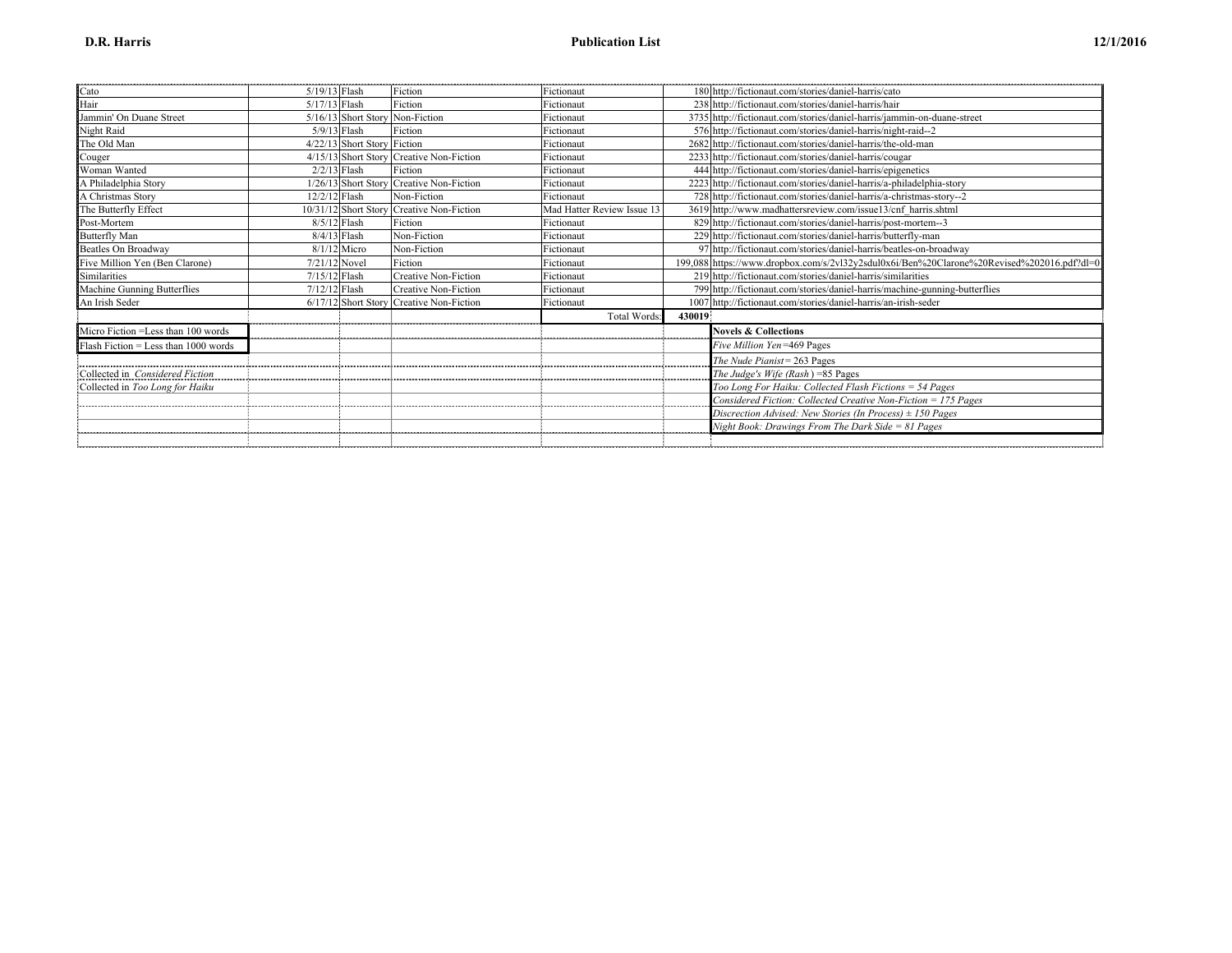| | | | | | | |
|---|---|---|---|---|---|---|
| Cato | 5/19/13 | Flash | Fiction | Fictionaut | 180 | http://fictionaut.com/stories/daniel-harris/cato |
| Hair | 5/17/13 | Flash | Fiction | Fictionaut | 238 | http://fictionaut.com/stories/daniel-harris/hair |
| Jammin' On Duane Street | 5/16/13 | Short Story | Non-Fiction | Fictionaut | 3735 | http://fictionaut.com/stories/daniel-harris/jammin-on-duane-street |
| Night Raid | 5/9/13 | Flash | Fiction | Fictionaut | 576 | http://fictionaut.com/stories/daniel-harris/night-raid--2 |
| The Old Man | 4/22/13 | Short Story | Fiction | Fictionaut | 2682 | http://fictionaut.com/stories/daniel-harris/the-old-man |
| Couger | 4/15/13 | Short Story | Creative Non-Fiction | Fictionaut | 2233 | http://fictionaut.com/stories/daniel-harris/cougar |
| Woman Wanted | 2/2/13 | Flash | Fiction | Fictionaut | 444 | http://fictionaut.com/stories/daniel-harris/epigenetics |
| A Philadelphia Story | 1/26/13 | Short Story | Creative Non-Fiction | Fictionaut | 2223 | http://fictionaut.com/stories/daniel-harris/a-philadelphia-story |
| A Christmas Story | 12/2/12 | Flash | Non-Fiction | Fictionaut | 728 | http://fictionaut.com/stories/daniel-harris/a-christmas-story--2 |
| The Butterfly Effect | 10/31/12 | Short Story | Creative Non-Fiction | Mad Hatter Review Issue 13 | 3619 | http://www.madhattersreview.com/issue13/cnf_harris.shtml |
| Post-Mortem | 8/5/12 | Flash | Fiction | Fictionaut | 829 | http://fictionaut.com/stories/daniel-harris/post-mortem--3 |
| Butterfly Man | 8/4/13 | Flash | Non-Fiction | Fictionaut | 229 | http://fictionaut.com/stories/daniel-harris/butterfly-man |
| Beatles On Broadway | 8/1/12 | Micro | Non-Fiction | Fictionaut | 97 | http://fictionaut.com/stories/daniel-harris/beatles-on-broadway |
| Five Million Yen (Ben Clarone) | 7/21/12 | Novel | Fiction | Fictionaut | 199,088 | https://www.dropbox.com/s/2vl32y2sdul0x6i/Ben%20Clarone%20Revised%202016.pdf?dl=0 |
| Similarities | 7/15/12 | Flash | Creative Non-Fiction | Fictionaut | 219 | http://fictionaut.com/stories/daniel-harris/similarities |
| Machine Gunning Butterflies | 7/12/12 | Flash | Creative Non-Fiction | Fictionaut | 799 | http://fictionaut.com/stories/daniel-harris/machine-gunning-butterflies |
| An Irish Seder | 6/17/12 | Short Story | Creative Non-Fiction | Fictionaut | 1007 | http://fictionaut.com/stories/daniel-harris/an-irish-seder |
| | | | | Total Words: | **430019** | |
| Micro Fiction =Less than 100 words | | | | | | **Novels & Collections** |
| Flash Fiction = Less than 1000 words | | | | | | *Five Million Yen* =469 Pages |
| | | | | | | *The Nude Pianist* = 263 Pages |
| Collected in *Considered Fiction* | | | | | | *The Judge's Wife (Rash* ) =85 Pages |
| Collected in *Too Long for Haiku* | | | | | | *Too Long For Haiku: Collected Flash Fictions = 54 Pages* |
| | | | | | | *Considered Fiction: Collected Creative Non-Fiction = 175 Pages* |
| | | | | | | *Discrection Advised: New Stories (In Process) ± 150 Pages* |
| | | | | | | *Night Book: Drawings From The Dark Side = 81 Pages* |